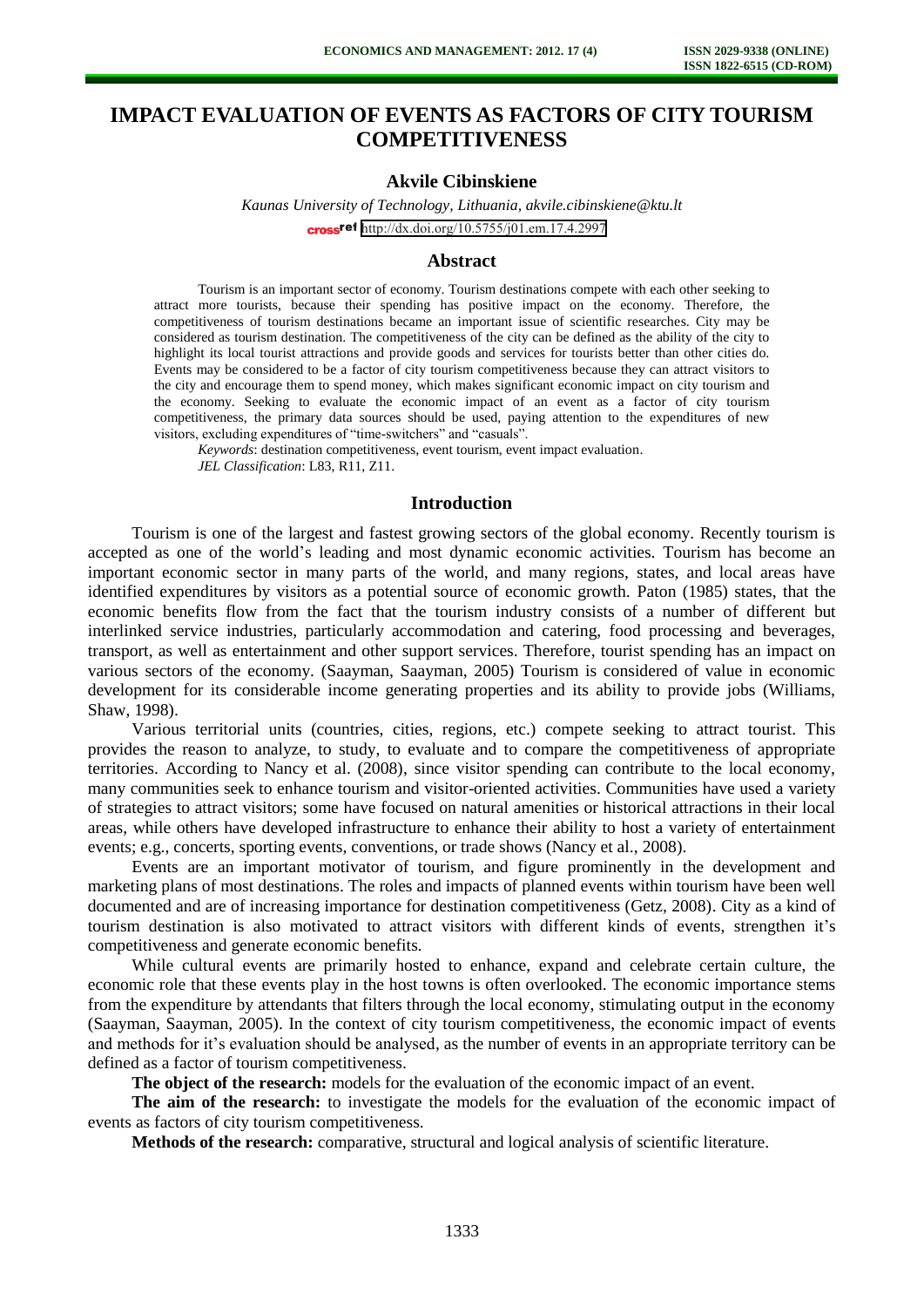# IMPACT EVALUATION OF EVENTS AS FACTORS OF CITY TOURISM COMPETITIVENESS

**Akvile Cibinskiene**

*Kaunas University of Technology, Lithuania, akvile.cibinskiene@ktu.lt*

http://dx.doi.org/10.5755/j01.em.17.4.2997

## Abstract

Tourism is an important sector of economy. Tourism destinations compete with each other seeking to attract more tourists, because their spending has positive impact on the economy. Therefore, the competitiveness of tourism destinations became an important issue of scientific researches. City may be considered as tourism destination. The competitiveness of the city can be defined as the ability of the city to highlight its local tourist attractions and provide goods and services for tourists better than other cities do. Events may be considered to be a factor of city tourism competitiveness because they can attract visitors to the city and encourage them to spend money, which makes significant economic impact on city tourism and the economy. Seeking to evaluate the economic impact of an event as a factor of city tourism competitiveness, the primary data sources should be used, paying attention to the expenditures of new visitors, excluding expenditures of "time-switchers" and "casuals".

*Keywords*: destination competitiveness, event tourism, event impact evaluation.

*JEL Classification*: L83, R11, Z11.

## Introduction

Tourism is one of the largest and fastest growing sectors of the global economy. Recently tourism is accepted as one of the world's leading and most dynamic economic activities. Tourism has become an important economic sector in many parts of the world, and many regions, states, and local areas have identified expenditures by visitors as a potential source of economic growth. Paton (1985) states, that the economic benefits flow from the fact that the tourism industry consists of a number of different but interlinked service industries, particularly accommodation and catering, food processing and beverages, transport, as well as entertainment and other support services. Therefore, tourist spending has an impact on various sectors of the economy. (Saayman, Saayman, 2005) Tourism is considered of value in economic development for its considerable income generating properties and its ability to provide jobs (Williams, Shaw, 1998).

Various territorial units (countries, cities, regions, etc.) compete seeking to attract tourist. This provides the reason to analyze, to study, to evaluate and to compare the competitiveness of appropriate territories. According to Nancy et al. (2008), since visitor spending can contribute to the local economy, many communities seek to enhance tourism and visitor-oriented activities. Communities have used a variety of strategies to attract visitors; some have focused on natural amenities or historical attractions in their local areas, while others have developed infrastructure to enhance their ability to host a variety of entertainment events; e.g., concerts, sporting events, conventions, or trade shows (Nancy et al., 2008).

Events are an important motivator of tourism, and figure prominently in the development and marketing plans of most destinations. The roles and impacts of planned events within tourism have been well documented and are of increasing importance for destination competitiveness (Getz, 2008). City as a kind of tourism destination is also motivated to attract visitors with different kinds of events, strengthen it's competitiveness and generate economic benefits.

While cultural events are primarily hosted to enhance, expand and celebrate certain culture, the economic role that these events play in the host towns is often overlooked. The economic importance stems from the expenditure by attendants that filters through the local economy, stimulating output in the economy (Saayman, Saayman, 2005). In the context of city tourism competitiveness, the economic impact of events and methods for it's evaluation should be analysed, as the number of events in an appropriate territory can be defined as a factor of tourism competitiveness.

**The object of the research:** models for the evaluation of the economic impact of an event.

**The aim of the research:** to investigate the models for the evaluation of the economic impact of events as factors of city tourism competitiveness.

**Methods of the research:** comparative, structural and logical analysis of scientific literature.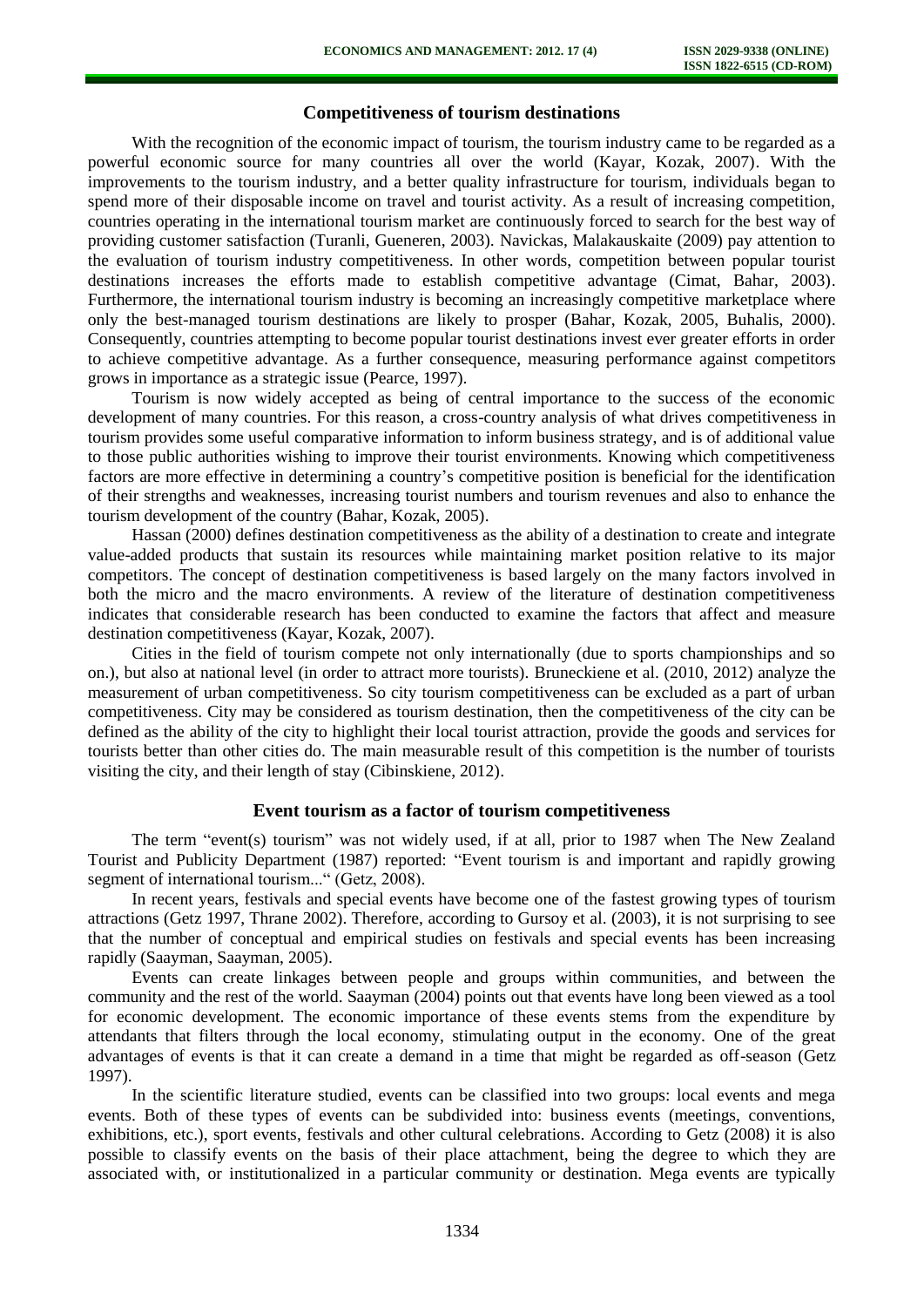## Competitiveness of tourism destinations

With the recognition of the economic impact of tourism, the tourism industry came to be regarded as a powerful economic source for many countries all over the world (Kayar, Kozak, 2007). With the improvements to the tourism industry, and a better quality infrastructure for tourism, individuals began to spend more of their disposable income on travel and tourist activity. As a result of increasing competition, countries operating in the international tourism market are continuously forced to search for the best way of providing customer satisfaction (Turanli, Gueneren, 2003). Navickas, Malakauskaite (2009) pay attention to the evaluation of tourism industry competitiveness. In other words, competition between popular tourist destinations increases the efforts made to establish competitive advantage (Cimat, Bahar, 2003). Furthermore, the international tourism industry is becoming an increasingly competitive marketplace where only the best-managed tourism destinations are likely to prosper (Bahar, Kozak, 2005, Buhalis, 2000). Consequently, countries attempting to become popular tourist destinations invest ever greater efforts in order to achieve competitive advantage. As a further consequence, measuring performance against competitors grows in importance as a strategic issue (Pearce, 1997).

Tourism is now widely accepted as being of central importance to the success of the economic development of many countries. For this reason, a cross-country analysis of what drives competitiveness in tourism provides some useful comparative information to inform business strategy, and is of additional value to those public authorities wishing to improve their tourist environments. Knowing which competitiveness factors are more effective in determining a country's competitive position is beneficial for the identification of their strengths and weaknesses, increasing tourist numbers and tourism revenues and also to enhance the tourism development of the country (Bahar, Kozak, 2005).

Hassan (2000) defines destination competitiveness as the ability of a destination to create and integrate value-added products that sustain its resources while maintaining market position relative to its major competitors. The concept of destination competitiveness is based largely on the many factors involved in both the micro and the macro environments. A review of the literature of destination competitiveness indicates that considerable research has been conducted to examine the factors that affect and measure destination competitiveness (Kayar, Kozak, 2007).

Cities in the field of tourism compete not only internationally (due to sports championships and so on.), but also at national level (in order to attract more tourists). Bruneckiene et al. (2010, 2012) analyze the measurement of urban competitiveness. So city tourism competitiveness can be excluded as a part of urban competitiveness. City may be considered as tourism destination, then the competitiveness of the city can be defined as the ability of the city to highlight their local tourist attraction, provide the goods and services for tourists better than other cities do. The main measurable result of this competition is the number of tourists visiting the city, and their length of stay (Cibinskiene, 2012).

## Event tourism as a factor of tourism competitiveness

The term "event(s) tourism" was not widely used, if at all, prior to 1987 when The New Zealand Tourist and Publicity Department (1987) reported: "Event tourism is and important and rapidly growing segment of international tourism..." (Getz, 2008).

In recent years, festivals and special events have become one of the fastest growing types of tourism attractions (Getz 1997, Thrane 2002). Therefore, according to Gursoy et al. (2003), it is not surprising to see that the number of conceptual and empirical studies on festivals and special events has been increasing rapidly (Saayman, Saayman, 2005).

Events can create linkages between people and groups within communities, and between the community and the rest of the world. Saayman (2004) points out that events have long been viewed as a tool for economic development. The economic importance of these events stems from the expenditure by attendants that filters through the local economy, stimulating output in the economy. One of the great advantages of events is that it can create a demand in a time that might be regarded as off-season (Getz 1997).

In the scientific literature studied, events can be classified into two groups: local events and mega events. Both of these types of events can be subdivided into: business events (meetings, conventions, exhibitions, etc.), sport events, festivals and other cultural celebrations. According to Getz (2008) it is also possible to classify events on the basis of their place attachment, being the degree to which they are associated with, or institutionalized in a particular community or destination. Mega events are typically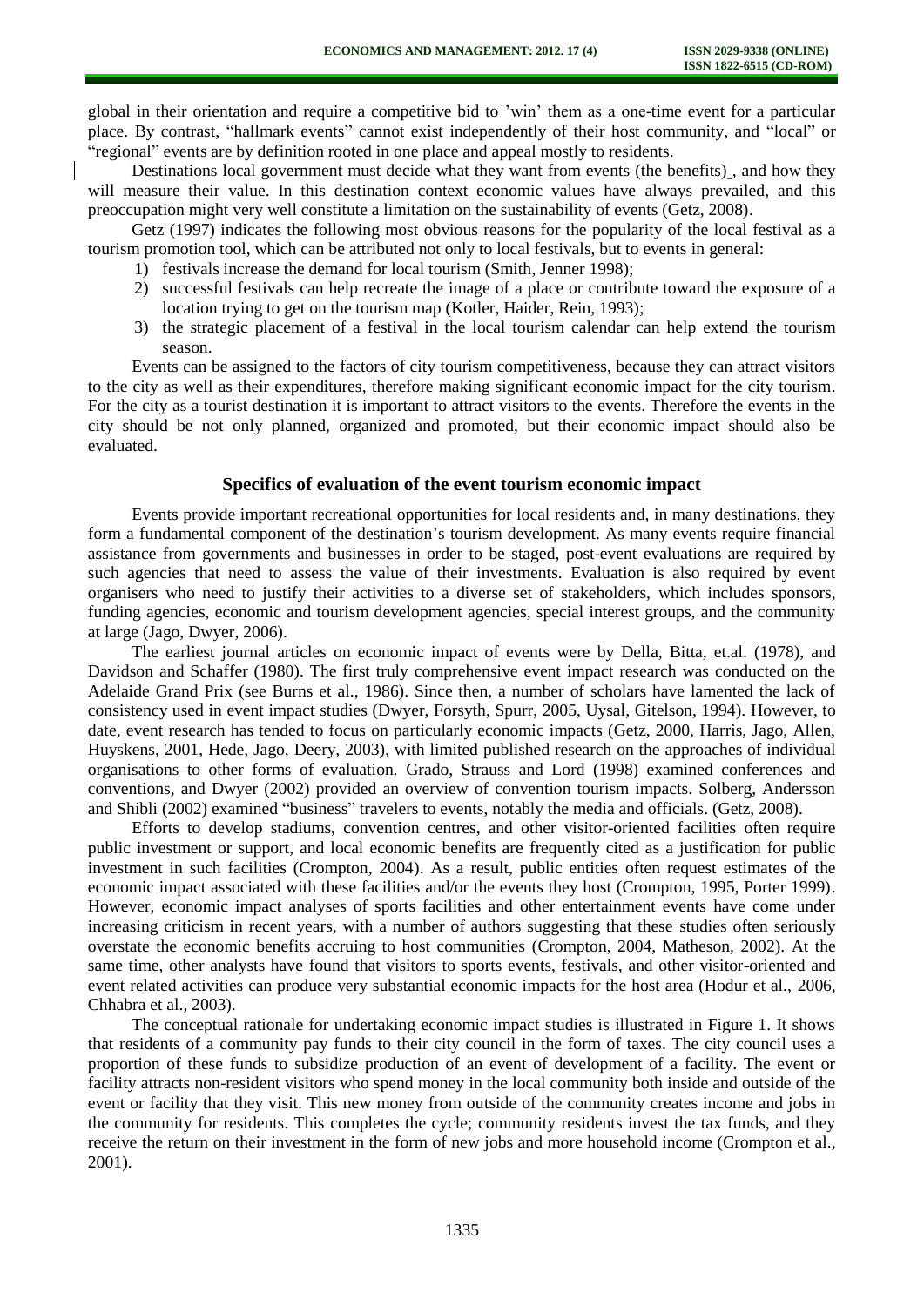global in their orientation and require a competitive bid to 'win' them as a one-time event for a particular place. By contrast, "hallmark events" cannot exist independently of their host community, and "local" or "regional" events are by definition rooted in one place and appeal mostly to residents.

Destinations local government must decide what they want from events (the benefits) , and how they will measure their value. In this destination context economic values have always prevailed, and this preoccupation might very well constitute a limitation on the sustainability of events (Getz, 2008).

Getz (1997) indicates the following most obvious reasons for the popularity of the local festival as a tourism promotion tool, which can be attributed not only to local festivals, but to events in general:

1) festivals increase the demand for local tourism (Smith, Jenner 1998);
2) successful festivals can help recreate the image of a place or contribute toward the exposure of a location trying to get on the tourism map (Kotler, Haider, Rein, 1993);
3) the strategic placement of a festival in the local tourism calendar can help extend the tourism season.

Events can be assigned to the factors of city tourism competitiveness, because they can attract visitors to the city as well as their expenditures, therefore making significant economic impact for the city tourism. For the city as a tourist destination it is important to attract visitors to the events. Therefore the events in the city should be not only planned, organized and promoted, but their economic impact should also be evaluated.

## Specifics of evaluation of the event tourism economic impact

Events provide important recreational opportunities for local residents and, in many destinations, they form a fundamental component of the destination's tourism development. As many events require financial assistance from governments and businesses in order to be staged, post-event evaluations are required by such agencies that need to assess the value of their investments. Evaluation is also required by event organisers who need to justify their activities to a diverse set of stakeholders, which includes sponsors, funding agencies, economic and tourism development agencies, special interest groups, and the community at large (Jago, Dwyer, 2006).

The earliest journal articles on economic impact of events were by Della, Bitta, et.al. (1978), and Davidson and Schaffer (1980). The first truly comprehensive event impact research was conducted on the Adelaide Grand Prix (see Burns et al., 1986). Since then, a number of scholars have lamented the lack of consistency used in event impact studies (Dwyer, Forsyth, Spurr, 2005, Uysal, Gitelson, 1994). However, to date, event research has tended to focus on particularly economic impacts (Getz, 2000, Harris, Jago, Allen, Huyskens, 2001, Hede, Jago, Deery, 2003), with limited published research on the approaches of individual organisations to other forms of evaluation. Grado, Strauss and Lord (1998) examined conferences and conventions, and Dwyer (2002) provided an overview of convention tourism impacts. Solberg, Andersson and Shibli (2002) examined "business" travelers to events, notably the media and officials. (Getz, 2008).

Efforts to develop stadiums, convention centres, and other visitor-oriented facilities often require public investment or support, and local economic benefits are frequently cited as a justification for public investment in such facilities (Crompton, 2004). As a result, public entities often request estimates of the economic impact associated with these facilities and/or the events they host (Crompton, 1995, Porter 1999). However, economic impact analyses of sports facilities and other entertainment events have come under increasing criticism in recent years, with a number of authors suggesting that these studies often seriously overstate the economic benefits accruing to host communities (Crompton, 2004, Matheson, 2002). At the same time, other analysts have found that visitors to sports events, festivals, and other visitor-oriented and event related activities can produce very substantial economic impacts for the host area (Hodur et al., 2006, Chhabra et al., 2003).

The conceptual rationale for undertaking economic impact studies is illustrated in Figure 1. It shows that residents of a community pay funds to their city council in the form of taxes. The city council uses a proportion of these funds to subsidize production of an event of development of a facility. The event or facility attracts non-resident visitors who spend money in the local community both inside and outside of the event or facility that they visit. This new money from outside of the community creates income and jobs in the community for residents. This completes the cycle; community residents invest the tax funds, and they receive the return on their investment in the form of new jobs and more household income (Crompton et al., 2001).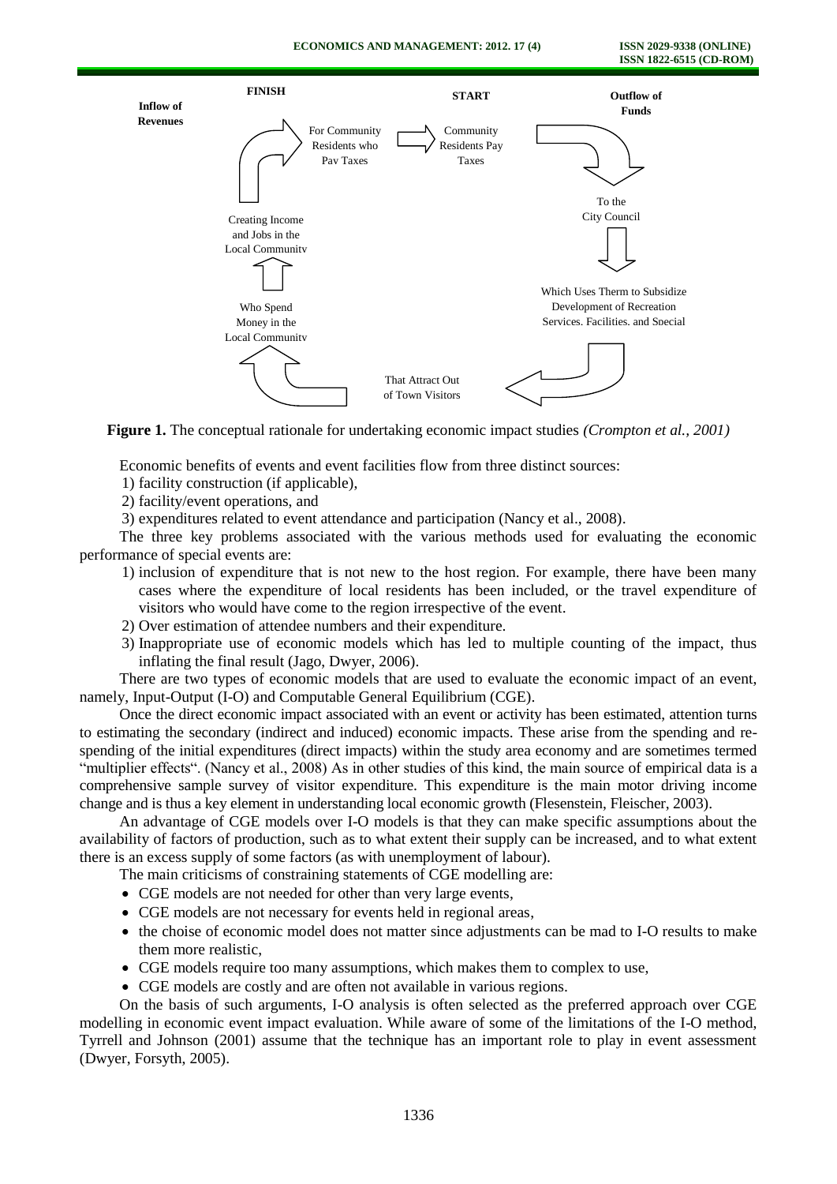**FINISH**

**START**

**Inflow of Revenues**

**Outflow of Funds**

For Community Residents who Pay Taxes

Community Residents Pay Taxes

To the City Council

Which Uses Therm to Subsidize Development of Recreation Services, Facilities, and Special

That Attract Out of Town Visitors

Who Spend Money in the Local Community

Creating Income and Jobs in the Local Community

**Figure 1.** The conceptual rationale for undertaking economic impact studies *(Crompton et al., 2001)*

Economic benefits of events and event facilities flow from three distinct sources:

1) facility construction (if applicable),
2) facility/event operations, and
3) expenditures related to event attendance and participation (Nancy et al., 2008).

The three key problems associated with the various methods used for evaluating the economic performance of special events are:

1) inclusion of expenditure that is not new to the host region. For example, there have been many cases where the expenditure of local residents has been included, or the travel expenditure of visitors who would have come to the region irrespective of the event.
2) Over estimation of attendee numbers and their expenditure.
3) Inappropriate use of economic models which has led to multiple counting of the impact, thus inflating the final result (Jago, Dwyer, 2006).

There are two types of economic models that are used to evaluate the economic impact of an event, namely, Input-Output (I-O) and Computable General Equilibrium (CGE).

Once the direct economic impact associated with an event or activity has been estimated, attention turns to estimating the secondary (indirect and induced) economic impacts. These arise from the spending and re-spending of the initial expenditures (direct impacts) within the study area economy and are sometimes termed "multiplier effects". (Nancy et al., 2008) As in other studies of this kind, the main source of empirical data is a comprehensive sample survey of visitor expenditure. This expenditure is the main motor driving income change and is thus a key element in understanding local economic growth (Flesenstein, Fleischer, 2003).

An advantage of CGE models over I-O models is that they can make specific assumptions about the availability of factors of production, such as to what extent their supply can be increased, and to what extent there is an excess supply of some factors (as with unemployment of labour).

The main criticisms of constraining statements of CGE modelling are:

- CGE models are not needed for other than very large events,
- CGE models are not necessary for events held in regional areas,
- the choise of economic model does not matter since adjustments can be mad to I-O results to make them more realistic,
- CGE models require too many assumptions, which makes them to complex to use,
- CGE models are costly and are often not available in various regions.

On the basis of such arguments, I-O analysis is often selected as the preferred approach over CGE modelling in economic event impact evaluation. While aware of some of the limitations of the I-O method, Tyrrell and Johnson (2001) assume that the technique has an important role to play in event assessment (Dwyer, Forsyth, 2005).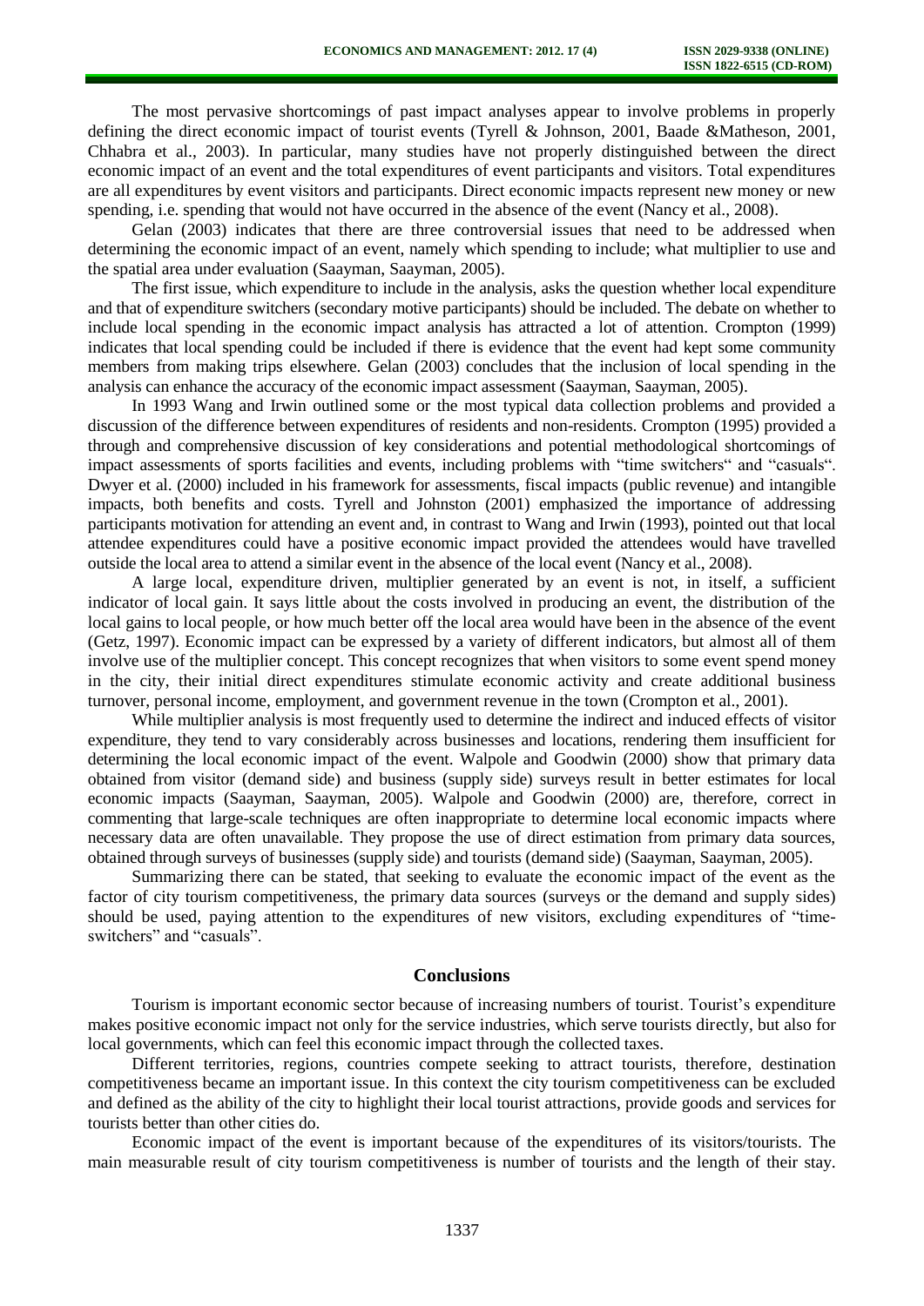The most pervasive shortcomings of past impact analyses appear to involve problems in properly defining the direct economic impact of tourist events (Tyrell & Johnson, 2001, Baade &Matheson, 2001, Chhabra et al., 2003). In particular, many studies have not properly distinguished between the direct economic impact of an event and the total expenditures of event participants and visitors. Total expenditures are all expenditures by event visitors and participants. Direct economic impacts represent new money or new spending, i.e. spending that would not have occurred in the absence of the event (Nancy et al., 2008).

Gelan (2003) indicates that there are three controversial issues that need to be addressed when determining the economic impact of an event, namely which spending to include; what multiplier to use and the spatial area under evaluation (Saayman, Saayman, 2005).

The first issue, which expenditure to include in the analysis, asks the question whether local expenditure and that of expenditure switchers (secondary motive participants) should be included. The debate on whether to include local spending in the economic impact analysis has attracted a lot of attention. Crompton (1999) indicates that local spending could be included if there is evidence that the event had kept some community members from making trips elsewhere. Gelan (2003) concludes that the inclusion of local spending in the analysis can enhance the accuracy of the economic impact assessment (Saayman, Saayman, 2005).

In 1993 Wang and Irwin outlined some or the most typical data collection problems and provided a discussion of the difference between expenditures of residents and non-residents. Crompton (1995) provided a through and comprehensive discussion of key considerations and potential methodological shortcomings of impact assessments of sports facilities and events, including problems with "time switchers" and "casuals". Dwyer et al. (2000) included in his framework for assessments, fiscal impacts (public revenue) and intangible impacts, both benefits and costs. Tyrell and Johnston (2001) emphasized the importance of addressing participants motivation for attending an event and, in contrast to Wang and Irwin (1993), pointed out that local attendee expenditures could have a positive economic impact provided the attendees would have travelled outside the local area to attend a similar event in the absence of the local event (Nancy et al., 2008).

A large local, expenditure driven, multiplier generated by an event is not, in itself, a sufficient indicator of local gain. It says little about the costs involved in producing an event, the distribution of the local gains to local people, or how much better off the local area would have been in the absence of the event (Getz, 1997). Economic impact can be expressed by a variety of different indicators, but almost all of them involve use of the multiplier concept. This concept recognizes that when visitors to some event spend money in the city, their initial direct expenditures stimulate economic activity and create additional business turnover, personal income, employment, and government revenue in the town (Crompton et al., 2001).

While multiplier analysis is most frequently used to determine the indirect and induced effects of visitor expenditure, they tend to vary considerably across businesses and locations, rendering them insufficient for determining the local economic impact of the event. Walpole and Goodwin (2000) show that primary data obtained from visitor (demand side) and business (supply side) surveys result in better estimates for local economic impacts (Saayman, Saayman, 2005). Walpole and Goodwin (2000) are, therefore, correct in commenting that large-scale techniques are often inappropriate to determine local economic impacts where necessary data are often unavailable. They propose the use of direct estimation from primary data sources, obtained through surveys of businesses (supply side) and tourists (demand side) (Saayman, Saayman, 2005).

Summarizing there can be stated, that seeking to evaluate the economic impact of the event as the factor of city tourism competitiveness, the primary data sources (surveys or the demand and supply sides) should be used, paying attention to the expenditures of new visitors, excluding expenditures of "time-switchers" and "casuals".

## Conclusions

Tourism is important economic sector because of increasing numbers of tourist. Tourist's expenditure makes positive economic impact not only for the service industries, which serve tourists directly, but also for local governments, which can feel this economic impact through the collected taxes.

Different territories, regions, countries compete seeking to attract tourists, therefore, destination competitiveness became an important issue. In this context the city tourism competitiveness can be excluded and defined as the ability of the city to highlight their local tourist attractions, provide goods and services for tourists better than other cities do.

Economic impact of the event is important because of the expenditures of its visitors/tourists. The main measurable result of city tourism competitiveness is number of tourists and the length of their stay.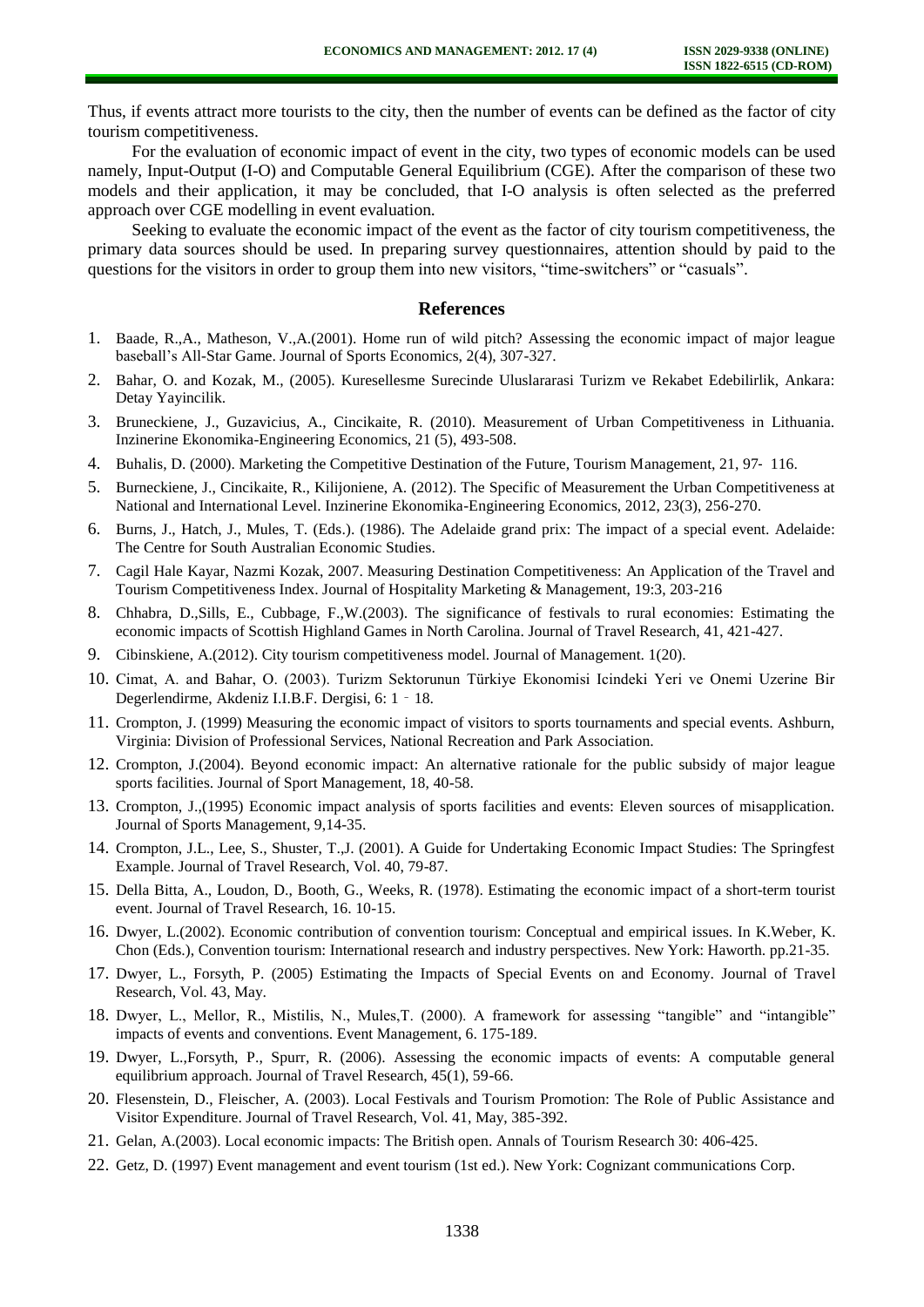Thus, if events attract more tourists to the city, then the number of events can be defined as the factor of city tourism competitiveness.

For the evaluation of economic impact of event in the city, two types of economic models can be used namely, Input-Output (I-O) and Computable General Equilibrium (CGE). After the comparison of these two models and their application, it may be concluded, that I-O analysis is often selected as the preferred approach over CGE modelling in event evaluation.

Seeking to evaluate the economic impact of the event as the factor of city tourism competitiveness, the primary data sources should be used. In preparing survey questionnaires, attention should by paid to the questions for the visitors in order to group them into new visitors, "time-switchers" or "casuals".

## References

1. Baade, R.,A., Matheson, V.,A.(2001). Home run of wild pitch? Assessing the economic impact of major league baseball's All-Star Game. Journal of Sports Economics, 2(4), 307-327.
2. Bahar, O. and Kozak, M., (2005). Kuresellesme Surecinde Uluslararasi Turizm ve Rekabet Edebilirlik, Ankara: Detay Yayincilik.
3. Bruneckiene, J., Guzavicius, A., Cincikaite, R. (2010). Measurement of Urban Competitiveness in Lithuania. Inzinerine Ekonomika-Engineering Economics, 21 (5), 493-508.
4. Buhalis, D. (2000). Marketing the Competitive Destination of the Future, Tourism Management, 21, 97- 116.
5. Burneckiene, J., Cincikaite, R., Kilijoniene, A. (2012). The Specific of Measurement the Urban Competitiveness at National and International Level. Inzinerine Ekonomika-Engineering Economics, 2012, 23(3), 256-270.
6. Burns, J., Hatch, J., Mules, T. (Eds.). (1986). The Adelaide grand prix: The impact of a special event. Adelaide: The Centre for South Australian Economic Studies.
7. Cagil Hale Kayar, Nazmi Kozak, 2007. Measuring Destination Competitiveness: An Application of the Travel and Tourism Competitiveness Index. Journal of Hospitality Marketing & Management, 19:3, 203-216
8. Chhabra, D.,Sills, E., Cubbage, F.,W.(2003). The significance of festivals to rural economies: Estimating the economic impacts of Scottish Highland Games in North Carolina. Journal of Travel Research, 41, 421-427.
9. Cibinskiene, A.(2012). City tourism competitiveness model. Journal of Management. 1(20).
10. Cimat, A. and Bahar, O. (2003). Turizm Sektorunun Türkiye Ekonomisi Icindeki Yeri ve Onemi Uzerine Bir Degerlendirme, Akdeniz I.I.B.F. Dergisi, 6: 1 ‑ 18.
11. Crompton, J. (1999) Measuring the economic impact of visitors to sports tournaments and special events. Ashburn, Virginia: Division of Professional Services, National Recreation and Park Association.
12. Crompton, J.(2004). Beyond economic impact: An alternative rationale for the public subsidy of major league sports facilities. Journal of Sport Management, 18, 40-58.
13. Crompton, J.,(1995) Economic impact analysis of sports facilities and events: Eleven sources of misapplication. Journal of Sports Management, 9,14-35.
14. Crompton, J.L., Lee, S., Shuster, T.,J. (2001). A Guide for Undertaking Economic Impact Studies: The Springfest Example. Journal of Travel Research, Vol. 40, 79-87.
15. Della Bitta, A., Loudon, D., Booth, G., Weeks, R. (1978). Estimating the economic impact of a short-term tourist event. Journal of Travel Research, 16. 10-15.
16. Dwyer, L.(2002). Economic contribution of convention tourism: Conceptual and empirical issues. In K.Weber, K. Chon (Eds.), Convention tourism: International research and industry perspectives. New York: Haworth. pp.21-35.
17. Dwyer, L., Forsyth, P. (2005) Estimating the Impacts of Special Events on and Economy. Journal of Travel Research, Vol. 43, May.
18. Dwyer, L., Mellor, R., Mistilis, N., Mules,T. (2000). A framework for assessing "tangible" and "intangible" impacts of events and conventions. Event Management, 6. 175-189.
19. Dwyer, L.,Forsyth, P., Spurr, R. (2006). Assessing the economic impacts of events: A computable general equilibrium approach. Journal of Travel Research, 45(1), 59-66.
20. Flesenstein, D., Fleischer, A. (2003). Local Festivals and Tourism Promotion: The Role of Public Assistance and Visitor Expenditure. Journal of Travel Research, Vol. 41, May, 385-392.
21. Gelan, A.(2003). Local economic impacts: The British open. Annals of Tourism Research 30: 406-425.
22. Getz, D. (1997) Event management and event tourism (1st ed.). New York: Cognizant communications Corp.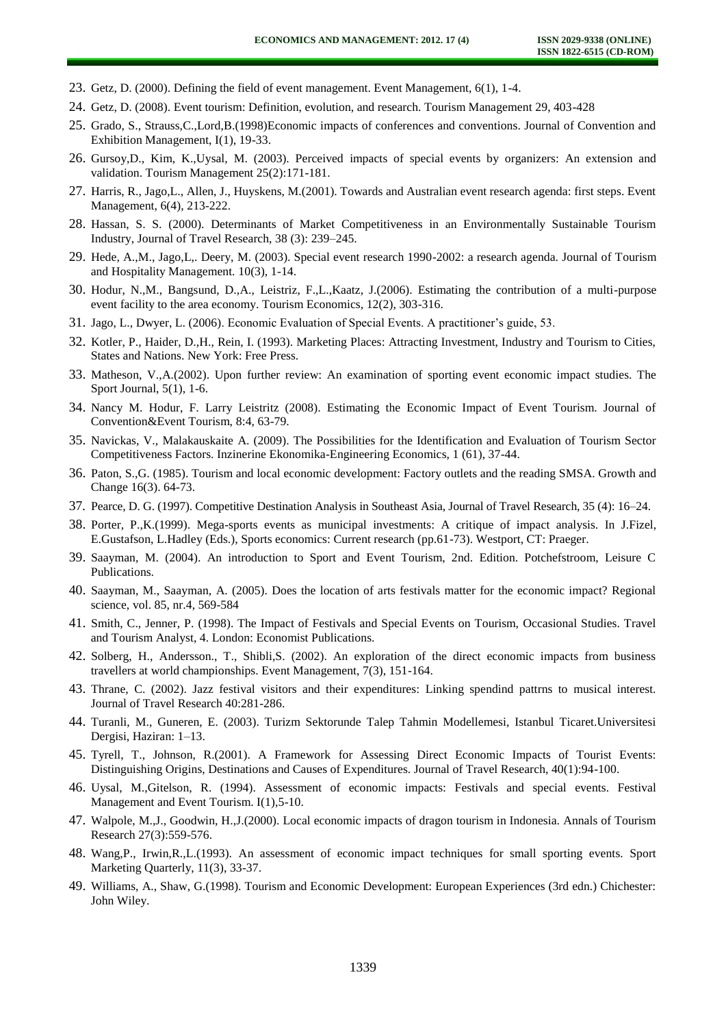23. Getz, D. (2000). Defining the field of event management. Event Management, 6(1), 1-4.
24. Getz, D. (2008). Event tourism: Definition, evolution, and research. Tourism Management 29, 403-428
25. Grado, S., Strauss,C.,Lord,B.(1998)Economic impacts of conferences and conventions. Journal of Convention and Exhibition Management, I(1), 19-33.
26. Gursoy,D., Kim, K.,Uysal, M. (2003). Perceived impacts of special events by organizers: An extension and validation. Tourism Management 25(2):171-181.
27. Harris, R., Jago,L., Allen, J., Huyskens, M.(2001). Towards and Australian event research agenda: first steps. Event Management, 6(4), 213-222.
28. Hassan, S. S. (2000). Determinants of Market Competitiveness in an Environmentally Sustainable Tourism Industry, Journal of Travel Research, 38 (3): 239–245.
29. Hede, A.,M., Jago,L,. Deery, M. (2003). Special event research 1990-2002: a research agenda. Journal of Tourism and Hospitality Management. 10(3), 1-14.
30. Hodur, N.,M., Bangsund, D.,A., Leistriz, F.,L.,Kaatz, J.(2006). Estimating the contribution of a multi-purpose event facility to the area economy. Tourism Economics, 12(2), 303-316.
31. Jago, L., Dwyer, L. (2006). Economic Evaluation of Special Events. A practitioner's guide, 53.
32. Kotler, P., Haider, D.,H., Rein, I. (1993). Marketing Places: Attracting Investment, Industry and Tourism to Cities, States and Nations. New York: Free Press.
33. Matheson, V.,A.(2002). Upon further review: An examination of sporting event economic impact studies. The Sport Journal, 5(1), 1-6.
34. Nancy M. Hodur, F. Larry Leistritz (2008). Estimating the Economic Impact of Event Tourism. Journal of Convention&Event Tourism, 8:4, 63-79.
35. Navickas, V., Malakauskaite A. (2009). The Possibilities for the Identification and Evaluation of Tourism Sector Competitiveness Factors. Inzinerine Ekonomika-Engineering Economics, 1 (61), 37-44.
36. Paton, S.,G. (1985). Tourism and local economic development: Factory outlets and the reading SMSA. Growth and Change 16(3). 64-73.
37. Pearce, D. G. (1997). Competitive Destination Analysis in Southeast Asia, Journal of Travel Research, 35 (4): 16–24.
38. Porter, P.,K.(1999). Mega-sports events as municipal investments: A critique of impact analysis. In J.Fizel, E.Gustafson, L.Hadley (Eds.), Sports economics: Current research (pp.61-73). Westport, CT: Praeger.
39. Saayman, M. (2004). An introduction to Sport and Event Tourism, 2nd. Edition. Potchefstroom, Leisure C Publications.
40. Saayman, M., Saayman, A. (2005). Does the location of arts festivals matter for the economic impact? Regional science, vol. 85, nr.4, 569-584
41. Smith, C., Jenner, P. (1998). The Impact of Festivals and Special Events on Tourism, Occasional Studies. Travel and Tourism Analyst, 4. London: Economist Publications.
42. Solberg, H., Andersson., T., Shibli,S. (2002). An exploration of the direct economic impacts from business travellers at world championships. Event Management, 7(3), 151-164.
43. Thrane, C. (2002). Jazz festival visitors and their expenditures: Linking spendind pattrns to musical interest. Journal of Travel Research 40:281-286.
44. Turanli, M., Guneren, E. (2003). Turizm Sektorunde Talep Tahmin Modellemesi, Istanbul Ticaret.Universitesi Dergisi, Haziran: 1–13.
45. Tyrell, T., Johnson, R.(2001). A Framework for Assessing Direct Economic Impacts of Tourist Events: Distinguishing Origins, Destinations and Causes of Expenditures. Journal of Travel Research, 40(1):94-100.
46. Uysal, M.,Gitelson, R. (1994). Assessment of economic impacts: Festivals and special events. Festival Management and Event Tourism. I(1),5-10.
47. Walpole, M.,J., Goodwin, H.,J.(2000). Local economic impacts of dragon tourism in Indonesia. Annals of Tourism Research 27(3):559-576.
48. Wang,P., Irwin,R.,L.(1993). An assessment of economic impact techniques for small sporting events. Sport Marketing Quarterly, 11(3), 33-37.
49. Williams, A., Shaw, G.(1998). Tourism and Economic Development: European Experiences (3rd edn.) Chichester: John Wiley.